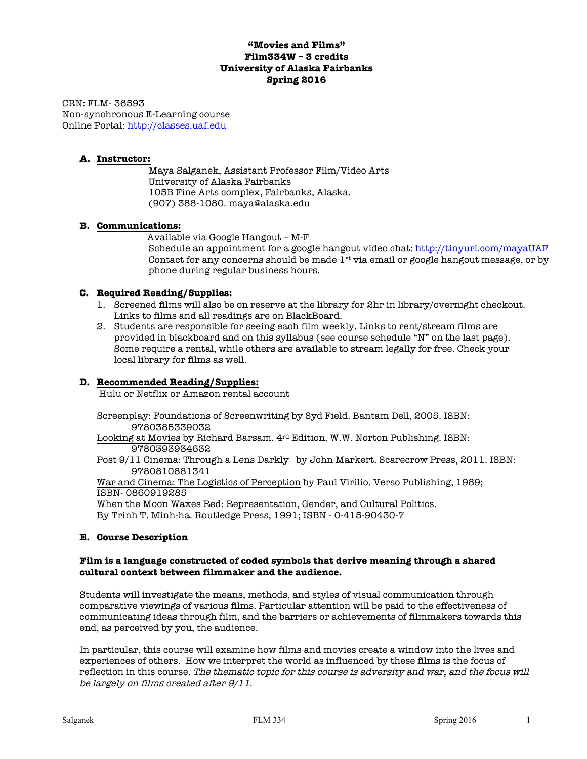# "Movies and Films"
# Film334W – 3 credits
# University of Alaska Fairbanks
# Spring 2016

CRN: FLM- 36593
Non-synchronous E-Learning course
Online Portal: http://classes.uaf.edu

## A. Instructor:

Maya Salganek, Assistant Professor Film/Video Arts
University of Alaska Fairbanks
105B Fine Arts complex, Fairbanks, Alaska.
(907) 388-1080. maya@alaska.edu

## B. Communications:

Available via Google Hangout – M-F
Schedule an appointment for a google hangout video chat: http://tinyurl.com/mayaUAF
Contact for any concerns should be made 1st via email or google hangout message, or by phone during regular business hours.

## C. Required Reading/Supplies:

1. Screened films will also be on reserve at the library for 2hr in library/overnight checkout. Links to films and all readings are on BlackBoard.
2. Students are responsible for seeing each film weekly. Links to rent/stream films are provided in blackboard and on this syllabus (see course schedule "N" on the last page). Some require a rental, while others are available to stream legally for free. Check your local library for films as well.

## D. Recommended Reading/Supplies:

Hulu or Netflix or Amazon rental account

Screenplay: Foundations of Screenwriting by Syd Field. Bantam Dell, 2005. ISBN: 9780385339032
Looking at Movies by Richard Barsam. 4rd Edition. W.W. Norton Publishing. ISBN: 9780393934632
Post 9/11 Cinema: Through a Lens Darkly by John Markert. Scarecrow Press, 2011. ISBN: 9780810881341
War and Cinema: The Logistics of Perception by Paul Virilio. Verso Publishing, 1989; ISBN- 0860919285
When the Moon Waxes Red: Representation, Gender, and Cultural Politics. By Trinh T. Minh-ha. Routledge Press, 1991; ISBN - 0-415-90430-7

## E. Course Description

**Film is a language constructed of coded symbols that derive meaning through a shared cultural context between filmmaker and the audience.**

Students will investigate the means, methods, and styles of visual communication through comparative viewings of various films. Particular attention will be paid to the effectiveness of communicating ideas through film, and the barriers or achievements of filmmakers towards this end, as perceived by you, the audience.

In particular, this course will examine how films and movies create a window into the lives and experiences of others. How we interpret the world as influenced by these films is the focus of reflection in this course. *The thematic topic for this course is adversity and war, and the focus will be largely on films created after 9/11.*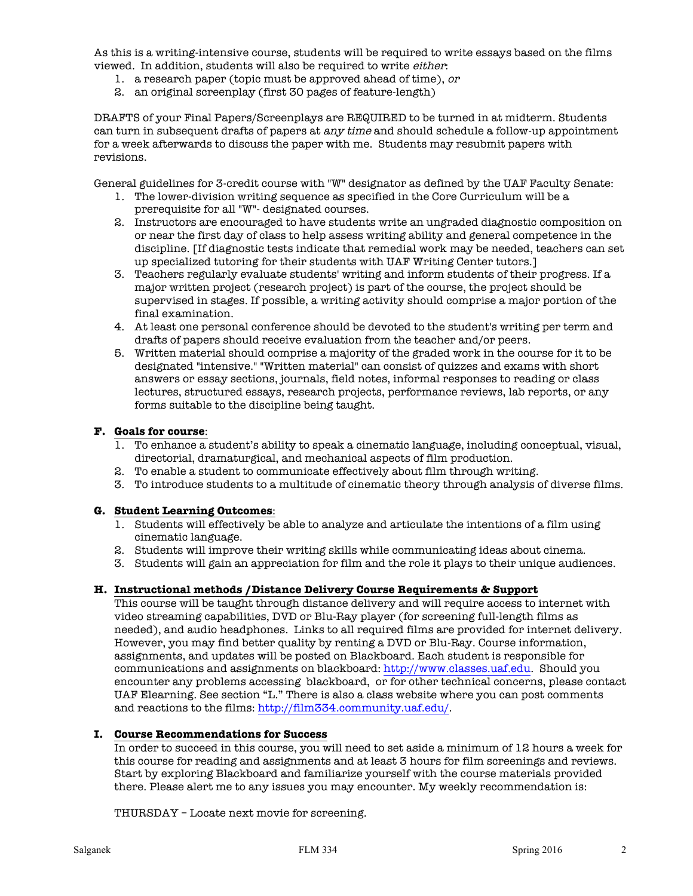As this is a writing-intensive course, students will be required to write essays based on the films viewed. In addition, students will also be required to write *either*:

1. a research paper (topic must be approved ahead of time), *or*
2. an original screenplay (first 30 pages of feature-length)

DRAFTS of your Final Papers/Screenplays are REQUIRED to be turned in at midterm. Students can turn in subsequent drafts of papers at *any time* and should schedule a follow-up appointment for a week afterwards to discuss the paper with me. Students may resubmit papers with revisions.

General guidelines for 3-credit course with "W" designator as defined by the UAF Faculty Senate:

1. The lower-division writing sequence as specified in the Core Curriculum will be a prerequisite for all "W"- designated courses.
2. Instructors are encouraged to have students write an ungraded diagnostic composition on or near the first day of class to help assess writing ability and general competence in the discipline. [If diagnostic tests indicate that remedial work may be needed, teachers can set up specialized tutoring for their students with UAF Writing Center tutors.]
3. Teachers regularly evaluate students' writing and inform students of their progress. If a major written project (research project) is part of the course, the project should be supervised in stages. If possible, a writing activity should comprise a major portion of the final examination.
4. At least one personal conference should be devoted to the student's writing per term and drafts of papers should receive evaluation from the teacher and/or peers.
5. Written material should comprise a majority of the graded work in the course for it to be designated "intensive." "Written material" can consist of quizzes and exams with short answers or essay sections, journals, field notes, informal responses to reading or class lectures, structured essays, research projects, performance reviews, lab reports, or any forms suitable to the discipline being taught.

## F. Goals for course:

1. To enhance a student's ability to speak a cinematic language, including conceptual, visual, directorial, dramaturgical, and mechanical aspects of film production.
2. To enable a student to communicate effectively about film through writing.
3. To introduce students to a multitude of cinematic theory through analysis of diverse films.

## G. Student Learning Outcomes:

1. Students will effectively be able to analyze and articulate the intentions of a film using cinematic language.
2. Students will improve their writing skills while communicating ideas about cinema.
3. Students will gain an appreciation for film and the role it plays to their unique audiences.

## H. Instructional methods /Distance Delivery Course Requirements & Support

This course will be taught through distance delivery and will require access to internet with video streaming capabilities, DVD or Blu-Ray player (for screening full-length films as needed), and audio headphones. Links to all required films are provided for internet delivery. However, you may find better quality by renting a DVD or Blu-Ray. Course information, assignments, and updates will be posted on Blackboard. Each student is responsible for communications and assignments on blackboard: http://www.classes.uaf.edu. Should you encounter any problems accessing blackboard, or for other technical concerns, please contact UAF Elearning. See section "L." There is also a class website where you can post comments and reactions to the films: http://film334.community.uaf.edu/.

## I. Course Recommendations for Success

In order to succeed in this course, you will need to set aside a minimum of 12 hours a week for this course for reading and assignments and at least 3 hours for film screenings and reviews. Start by exploring Blackboard and familiarize yourself with the course materials provided there. Please alert me to any issues you may encounter. My weekly recommendation is:

THURSDAY – Locate next movie for screening.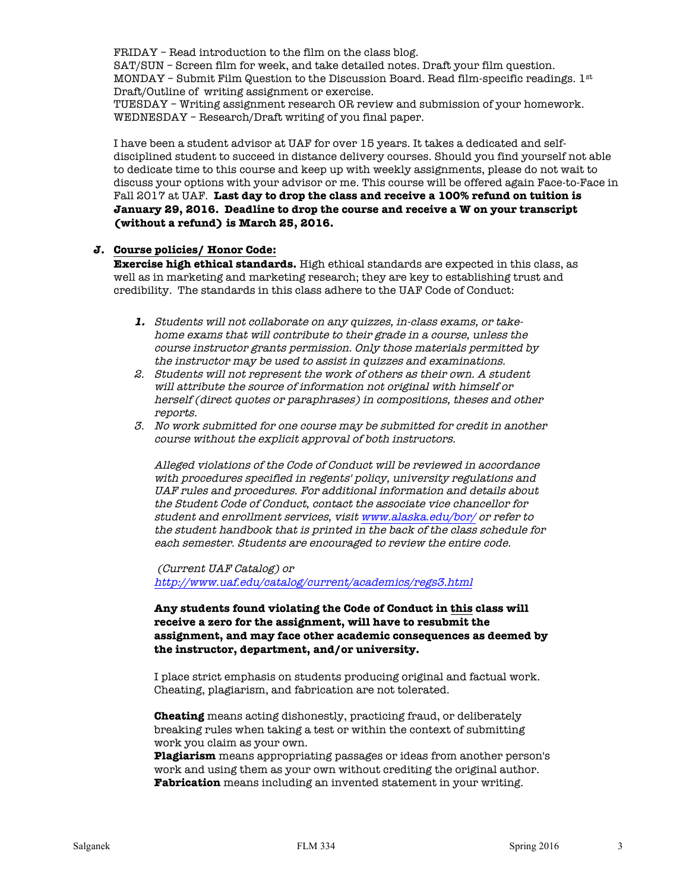FRIDAY – Read introduction to the film on the class blog.
SAT/SUN – Screen film for week, and take detailed notes. Draft your film question.
MONDAY – Submit Film Question to the Discussion Board. Read film-specific readings. 1st Draft/Outline of writing assignment or exercise.
TUESDAY – Writing assignment research OR review and submission of your homework.
WEDNESDAY – Research/Draft writing of you final paper.

I have been a student advisor at UAF for over 15 years. It takes a dedicated and self-disciplined student to succeed in distance delivery courses. Should you find yourself not able to dedicate time to this course and keep up with weekly assignments, please do not wait to discuss your options with your advisor or me. This course will be offered again Face-to-Face in Fall 2017 at UAF. **Last day to drop the class and receive a 100% refund on tuition is January 29, 2016. Deadline to drop the course and receive a W on your transcript (without a refund) is March 25, 2016.**

**J. Course policies/ Honor Code:**

**Exercise high ethical standards.** High ethical standards are expected in this class, as well as in marketing and marketing research; they are key to establishing trust and credibility. The standards in this class adhere to the UAF Code of Conduct:

1. *Students will not collaborate on any quizzes, in-class exams, or take-home exams that will contribute to their grade in a course, unless the course instructor grants permission. Only those materials permitted by the instructor may be used to assist in quizzes and examinations.*
2. *Students will not represent the work of others as their own. A student will attribute the source of information not original with himself or herself (direct quotes or paraphrases) in compositions, theses and other reports.*
3. *No work submitted for one course may be submitted for credit in another course without the explicit approval of both instructors.*

*Alleged violations of the Code of Conduct will be reviewed in accordance with procedures specified in regents' policy, university regulations and UAF rules and procedures. For additional information and details about the Student Code of Conduct, contact the associate vice chancellor for student and enrollment services, visit [www.alaska.edu/bor/](www.alaska.edu/bor/) or refer to the student handbook that is printed in the back of the class schedule for each semester. Students are encouraged to review the entire code.*

*(Current UAF Catalog) or [http://www.uaf.edu/catalog/current/academics/regs3.html](http://www.uaf.edu/catalog/current/academics/regs3.html)*

**Any students found violating the Code of Conduct in this class will receive a zero for the assignment, will have to resubmit the assignment, and may face other academic consequences as deemed by the instructor, department, and/or university.**

I place strict emphasis on students producing original and factual work. Cheating, plagiarism, and fabrication are not tolerated.

**Cheating** means acting dishonestly, practicing fraud, or deliberately breaking rules when taking a test or within the context of submitting work you claim as your own.
**Plagiarism** means appropriating passages or ideas from another person's work and using them as your own without crediting the original author.
**Fabrication** means including an invented statement in your writing.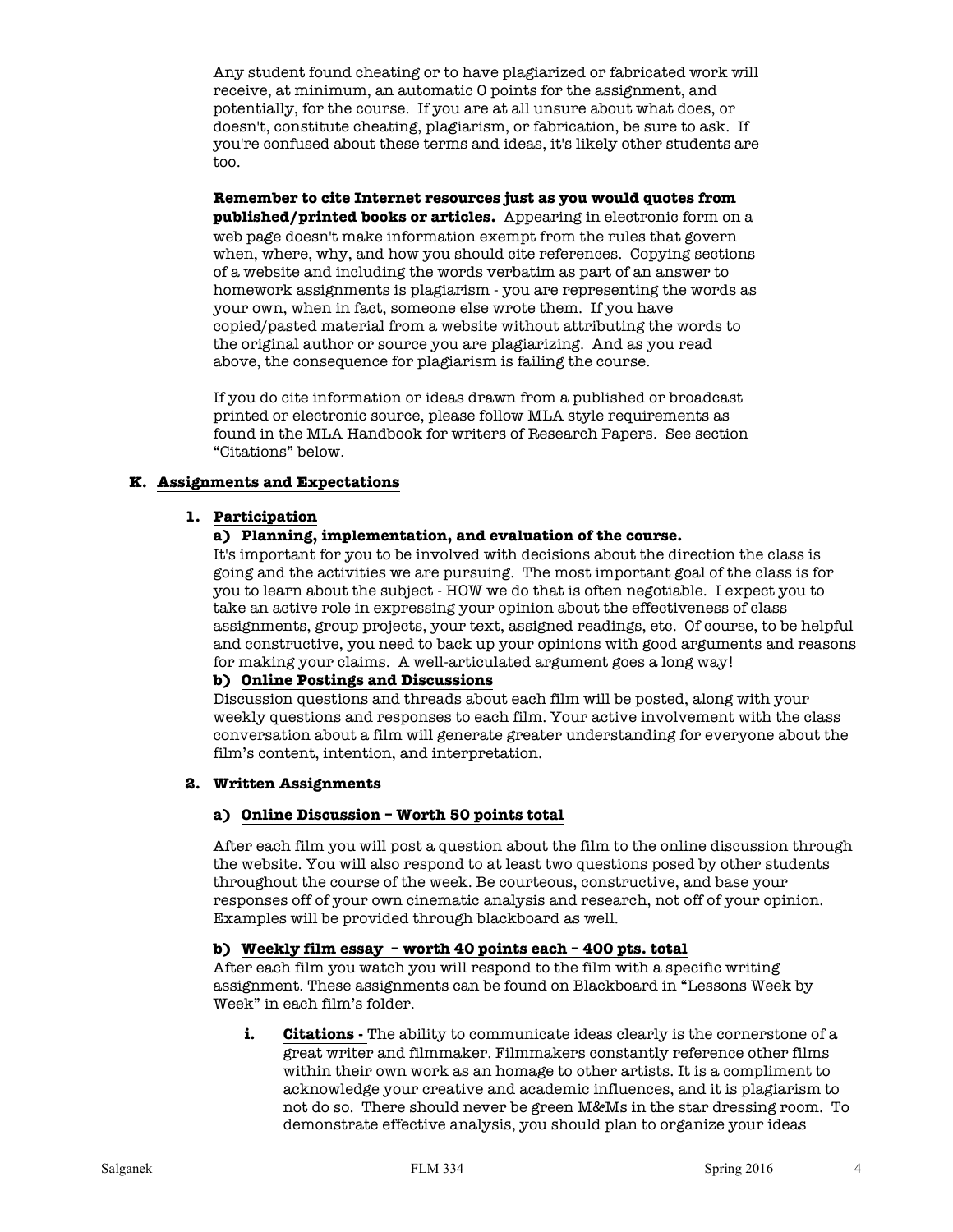Any student found cheating or to have plagiarized or fabricated work will receive, at minimum, an automatic 0 points for the assignment, and potentially, for the course. If you are at all unsure about what does, or doesn't, constitute cheating, plagiarism, or fabrication, be sure to ask. If you're confused about these terms and ideas, it's likely other students are too.

**Remember to cite Internet resources just as you would quotes from published/printed books or articles.** Appearing in electronic form on a web page doesn't make information exempt from the rules that govern when, where, why, and how you should cite references. Copying sections of a website and including the words verbatim as part of an answer to homework assignments is plagiarism - you are representing the words as your own, when in fact, someone else wrote them. If you have copied/pasted material from a website without attributing the words to the original author or source you are plagiarizing. And as you read above, the consequence for plagiarism is failing the course.

If you do cite information or ideas drawn from a published or broadcast printed or electronic source, please follow MLA style requirements as found in the MLA Handbook for writers of Research Papers. See section "Citations" below.

## K. Assignments and Expectations

### 1. Participation

#### a) Planning, implementation, and evaluation of the course.

It's important for you to be involved with decisions about the direction the class is going and the activities we are pursuing. The most important goal of the class is for you to learn about the subject - HOW we do that is often negotiable. I expect you to take an active role in expressing your opinion about the effectiveness of class assignments, group projects, your text, assigned readings, etc. Of course, to be helpful and constructive, you need to back up your opinions with good arguments and reasons for making your claims. A well-articulated argument goes a long way!

#### b) Online Postings and Discussions

Discussion questions and threads about each film will be posted, along with your weekly questions and responses to each film. Your active involvement with the class conversation about a film will generate greater understanding for everyone about the film's content, intention, and interpretation.

### 2. Written Assignments

#### a) Online Discussion – Worth 50 points total

After each film you will post a question about the film to the online discussion through the website. You will also respond to at least two questions posed by other students throughout the course of the week. Be courteous, constructive, and base your responses off of your own cinematic analysis and research, not off of your opinion. Examples will be provided through blackboard as well.

#### b) Weekly film essay – worth 40 points each – 400 pts. total

After each film you watch you will respond to the film with a specific writing assignment. These assignments can be found on Blackboard in "Lessons Week by Week" in each film's folder.

i. **Citations -** The ability to communicate ideas clearly is the cornerstone of a great writer and filmmaker. Filmmakers constantly reference other films within their own work as an homage to other artists. It is a compliment to acknowledge your creative and academic influences, and it is plagiarism to not do so. There should never be green M&Ms in the star dressing room. To demonstrate effective analysis, you should plan to organize your ideas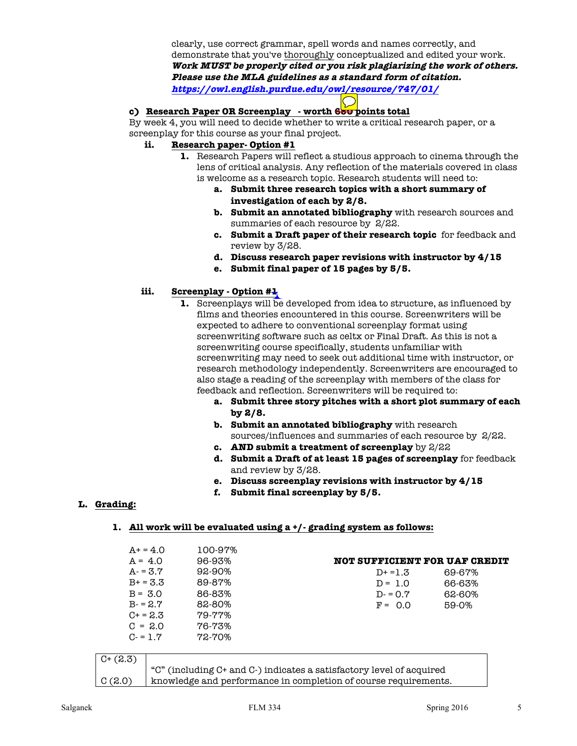clearly, use correct grammar, spell words and names correctly, and demonstrate that you've thoroughly conceptualized and edited your work. ***Work MUST be properly cited or you risk plagiarizing the work of others. Please use the MLA guidelines as a standard form of citation.*** ***https://owl.english.purdue.edu/owl/resource/747/01/***

**c) Research Paper OR Screenplay - worth ~~600~~ points total**

By week 4, you will need to decide whether to write a critical research paper, or a screenplay for this course as your final project.

**ii. Research paper- Option #1**

1. Research Papers will reflect a studious approach to cinema through the lens of critical analysis. Any reflection of the materials covered in class is welcome as a research topic. Research students will need to:
   a. **Submit three research topics with a short summary of investigation of each by 2/8.**
   b. **Submit an annotated bibliography** with research sources and summaries of each resource by 2/22.
   c. **Submit a Draft paper of their research topic** for feedback and review by 3/28.
   d. **Discuss research paper revisions with instructor by 4/15**
   e. **Submit final paper of 15 pages by 5/5.**

**iii. Screenplay - Option #~~1~~**

1. Screenplays will be developed from idea to structure, as influenced by films and theories encountered in this course. Screenwriters will be expected to adhere to conventional screenplay format using screenwriting software such as celtx or Final Draft. As this is not a screenwriting course specifically, students unfamiliar with screenwriting may need to seek out additional time with instructor, or research methodology independently. Screenwriters are encouraged to also stage a reading of the screenplay with members of the class for feedback and reflection. Screenwriters will be required to:
   a. **Submit three story pitches with a short plot summary of each by 2/8.**
   b. **Submit an annotated bibliography** with research sources/influences and summaries of each resource by 2/22.
   c. **AND submit a treatment of screenplay** by 2/22
   d. **Submit a Draft of at least 15 pages of screenplay** for feedback and review by 3/28.
   e. **Discuss screenplay revisions with instructor by 4/15**
   f. **Submit final screenplay by 5/5.**

## L. Grading:

**1. All work will be evaluated using a +/- grading system as follows:**

| Grade | Percent |
|---|---|
| A+ = 4.0 | 100-97% |
| A = 4.0 | 96-93% |
| A- = 3.7 | 92-90% |
| B+ = 3.3 | 89-87% |
| B = 3.0 | 86-83% |
| B- = 2.7 | 82-80% |
| C+ = 2.3 | 79-77% |
| C = 2.0 | 76-73% |
| C- = 1.7 | 72-70% |

**NOT SUFFICIENT FOR UAF CREDIT**

| Grade | Percent |
|---|---|
| D+ =1.3 | 69-67% |
| D = 1.0 | 66-63% |
| D- = 0.7 | 62-60% |
| F = 0.0 | 59-0% |

| | |
|---|---|
| C+ (2.3)<br>C (2.0) | "C" (including C+ and C-) indicates a satisfactory level of acquired knowledge and performance in completion of course requirements. |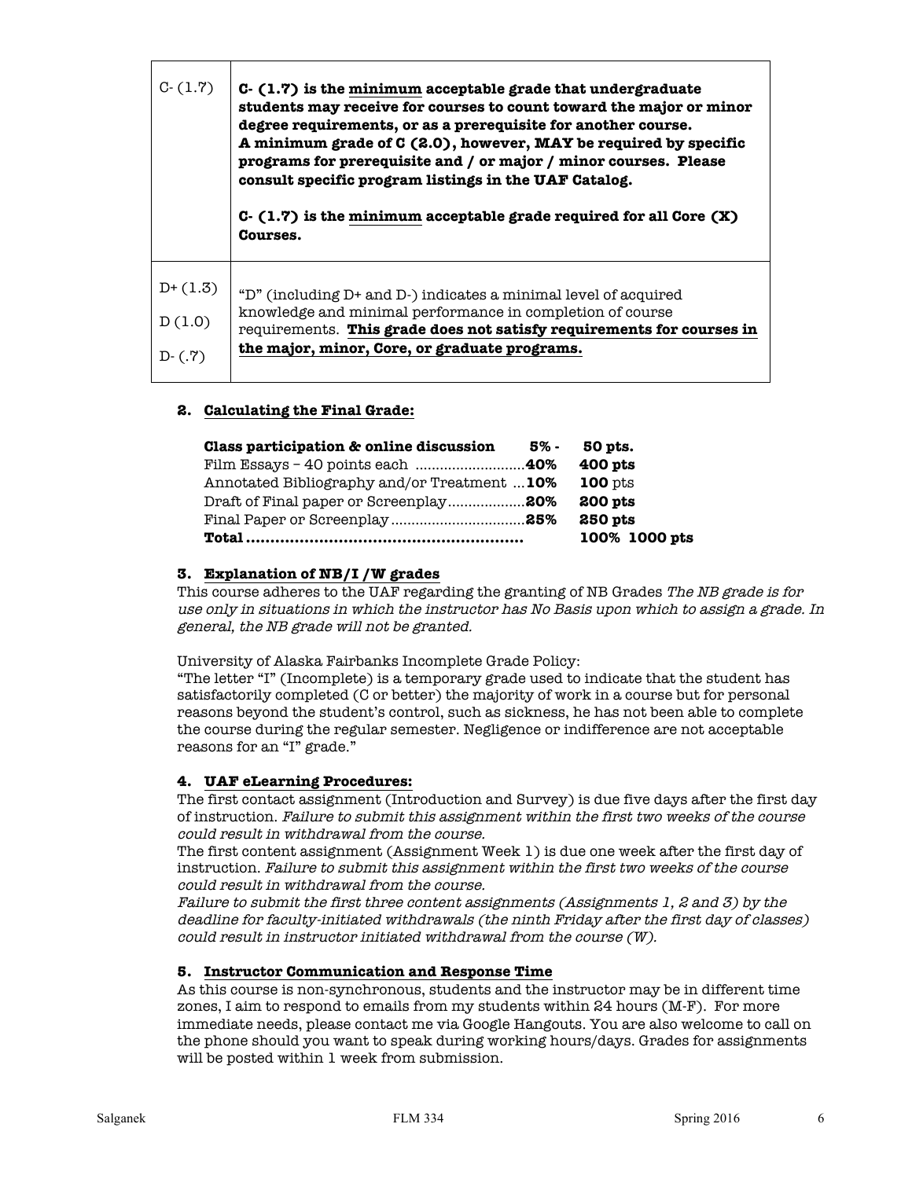| | |
|---|---|
| C- (1.7) | **C- (1.7) is the <u>minimum</u> acceptable grade that undergraduate students may receive for courses to count toward the major or minor degree requirements, or as a prerequisite for another course. A minimum grade of C (2.0), however, MAY be required by specific programs for prerequisite and / or major / minor courses. Please consult specific program listings in the UAF Catalog.**<br><br>**C- (1.7) is the <u>minimum</u> acceptable grade required for all Core (X) Courses.** |
| D+ (1.3)<br>D (1.0)<br>D- (.7) | "D" (including D+ and D-) indicates a minimal level of acquired knowledge and minimal performance in completion of course requirements. **This grade does not satisfy requirements for courses in the major, minor, Core, or graduate programs.** |

**2. Calculating the Final Grade:**

| | | |
|---|---|---|
| **Class participation & online discussion** | **5% -** | **50 pts.** |
| Film Essays – 40 points each | **40%** | **400 pts** |
| Annotated Bibliography and/or Treatment | **10%** | **100** pts |
| Draft of Final paper or Screenplay | **20%** | **200 pts** |
| Final Paper or Screenplay | **25%** | **250 pts** |
| **Total** | | **100% 1000 pts** |

**3. Explanation of NB/I /W grades**

This course adheres to the UAF regarding the granting of NB Grades *The NB grade is for use only in situations in which the instructor has No Basis upon which to assign a grade. In general, the NB grade will not be granted.*

University of Alaska Fairbanks Incomplete Grade Policy:
"The letter "I" (Incomplete) is a temporary grade used to indicate that the student has satisfactorily completed (C or better) the majority of work in a course but for personal reasons beyond the student's control, such as sickness, he has not been able to complete the course during the regular semester. Negligence or indifference are not acceptable reasons for an "I" grade."

**4. UAF eLearning Procedures:**

The first contact assignment (Introduction and Survey) is due five days after the first day of instruction. *Failure to submit this assignment within the first two weeks of the course could result in withdrawal from the course.*
The first content assignment (Assignment Week 1) is due one week after the first day of instruction. *Failure to submit this assignment within the first two weeks of the course could result in withdrawal from the course.*
*Failure to submit the first three content assignments (Assignments 1, 2 and 3) by the deadline for faculty-initiated withdrawals (the ninth Friday after the first day of classes) could result in instructor initiated withdrawal from the course (W).*

**5. Instructor Communication and Response Time**

As this course is non-synchronous, students and the instructor may be in different time zones, I aim to respond to emails from my students within 24 hours (M-F). For more immediate needs, please contact me via Google Hangouts. You are also welcome to call on the phone should you want to speak during working hours/days. Grades for assignments will be posted within 1 week from submission.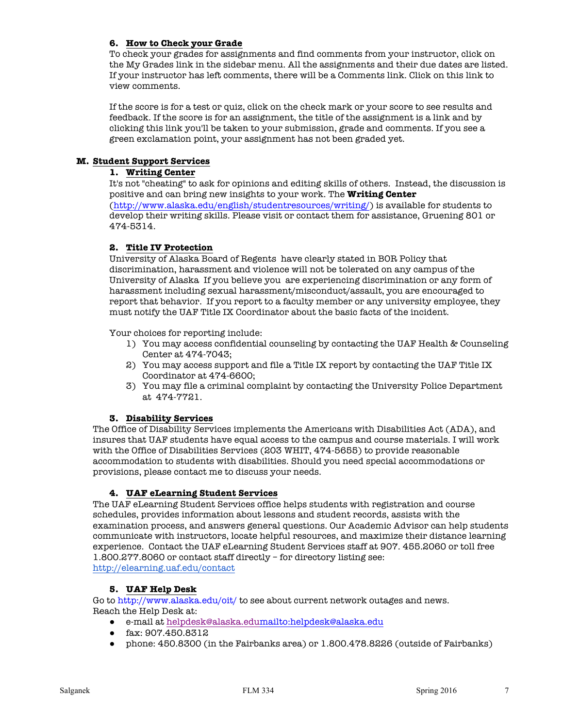#### 6. How to Check your Grade

To check your grades for assignments and find comments from your instructor, click on the My Grades link in the sidebar menu. All the assignments and their due dates are listed. If your instructor has left comments, there will be a Comments link. Click on this link to view comments.

If the score is for a test or quiz, click on the check mark or your score to see results and feedback. If the score is for an assignment, the title of the assignment is a link and by clicking this link you'll be taken to your submission, grade and comments. If you see a green exclamation point, your assignment has not been graded yet.

### M. Student Support Services

#### 1. Writing Center

It's not "cheating" to ask for opinions and editing skills of others. Instead, the discussion is positive and can bring new insights to your work. The **Writing Center** (http://www.alaska.edu/english/studentresources/writing/) is available for students to develop their writing skills. Please visit or contact them for assistance, Gruening 801 or 474-5314.

#### 2. Title IV Protection

University of Alaska Board of Regents have clearly stated in BOR Policy that discrimination, harassment and violence will not be tolerated on any campus of the University of Alaska If you believe you are experiencing discrimination or any form of harassment including sexual harassment/misconduct/assault, you are encouraged to report that behavior. If you report to a faculty member or any university employee, they must notify the UAF Title IX Coordinator about the basic facts of the incident.

Your choices for reporting include:

1) You may access confidential counseling by contacting the UAF Health & Counseling Center at 474-7043;
2) You may access support and file a Title IX report by contacting the UAF Title IX Coordinator at 474-6600;
3) You may file a criminal complaint by contacting the University Police Department at 474-7721.

#### 3. Disability Services

The Office of Disability Services implements the Americans with Disabilities Act (ADA), and insures that UAF students have equal access to the campus and course materials. I will work with the Office of Disabilities Services (203 WHIT, 474-5655) to provide reasonable accommodation to students with disabilities. Should you need special accommodations or provisions, please contact me to discuss your needs.

#### 4. UAF eLearning Student Services

The UAF eLearning Student Services office helps students with registration and course schedules, provides information about lessons and student records, assists with the examination process, and answers general questions. Our Academic Advisor can help students communicate with instructors, locate helpful resources, and maximize their distance learning experience. Contact the UAF eLearning Student Services staff at 907. 455.2060 or toll free 1.800.277.8060 or contact staff directly – for directory listing see: http://elearning.uaf.edu/contact

#### 5. UAF Help Desk

Go to http://www.alaska.edu/oit/ to see about current network outages and news.
Reach the Help Desk at:

- e-mail at helpdesk@alaska.edumailto:helpdesk@alaska.edu
- fax: 907.450.8312
- phone: 450.8300 (in the Fairbanks area) or 1.800.478.8226 (outside of Fairbanks)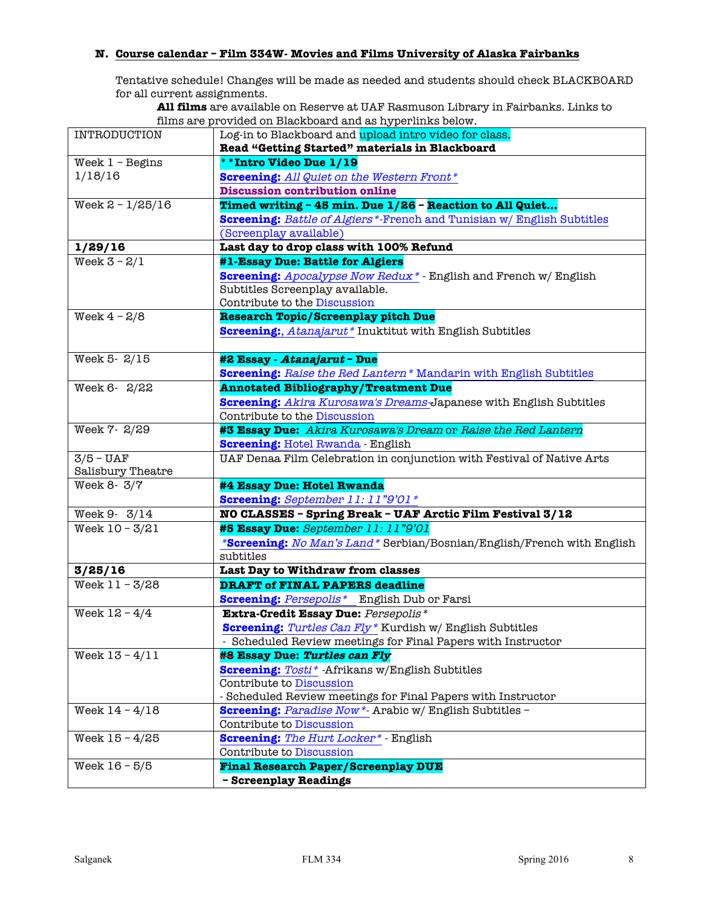**N. Course calendar – Film 334W- Movies and Films University of Alaska Fairbanks**

Tentative schedule! Changes will be made as needed and students should check BLACKBOARD for all current assignments.

**All films** are available on Reserve at UAF Rasmuson Library in Fairbanks. Links to films are provided on Blackboard and as hyperlinks below.

| | |
|---|---|
| INTRODUCTION | Log-in to Blackboard and upload intro video for class.<br>**Read "Getting Started" materials in Blackboard** |
| Week 1 – Begins 1/18/16 | **\*\*Intro Video Due 1/19**<br>**Screening:** *All Quiet on the Western Front\**<br>**Discussion contribution online** |
| Week 2 – 1/25/16 | **Timed writing – 45 min. Due 1/26 – Reaction to All Quiet…**<br>**Screening:** *Battle of Algiers\**-French and Tunisian w/ English Subtitles (Screenplay available) |
| **1/29/16** | **Last day to drop class with 100% Refund** |
| Week 3 – 2/1 | **#1-Essay Due: Battle for Algiers**<br>**Screening:** *Apocalypse Now Redux\** - English and French w/ English Subtitles Screenplay available.<br>Contribute to the Discussion |
| Week 4 – 2/8 | **Research Topic/Screenplay pitch Due**<br>**Screening:,** *Atanajarut\** Inuktitut with English Subtitles |
| Week 5- 2/15 | **#2 Essay -** ***Atanajarut*** **– Due**<br>**Screening:** *Raise the Red Lantern\** Mandarin with English Subtitles |
| Week 6- 2/22 | **Annotated Bibliography/Treatment Due**<br>**Screening:** *Akira Kurosawa's Dreams* -Japanese with English Subtitles<br>Contribute to the Discussion |
| Week 7- 2/29 | **#3 Essay Due:** *Akira Kurosawa's Dream* or *Raise the Red Lantern*<br>**Screening:** Hotel Rwanda - English |
| 3/5 – UAF Salisbury Theatre | UAF Denaa Film Celebration in conjunction with Festival of Native Arts |
| Week 8- 3/7 | **#4 Essay Due: Hotel Rwanda**<br>**Screening:** *September 11: 11"9'01\** |
| Week 9- 3/14 | **NO CLASSES – Spring Break – UAF Arctic Film Festival 3/12** |
| Week 10 – 3/21 | **#5 Essay Due:** *September 11: 11"9'01*<br>**\*Screening:** *No Man's Land\** Serbian/Bosnian/English/French with English subtitles |
| **3/25/16** | **Last Day to Withdraw from classes** |
| Week 11 – 3/28 | **DRAFT of FINAL PAPERS deadline**<br>**Screening:** *Persepolis\** English Dub or Farsi |
| Week 12 – 4/4 | **Extra-Credit Essay Due:** *Persepolis\**<br>**Screening:** *Turtles Can Fly\** Kurdish w/ English Subtitles<br>- Scheduled Review meetings for Final Papers with Instructor |
| Week 13 – 4/11 | **#8 Essay Due:** ***Turtles can Fly***<br>**Screening:** *Tosti\** -Afrikans w/English Subtitles<br>Contribute to Discussion<br>- Scheduled Review meetings for Final Papers with Instructor |
| Week 14 – 4/18 | **Screening:** *Paradise Now\**- Arabic w/ English Subtitles –<br>Contribute to Discussion |
| Week 15 – 4/25 | **Screening:** *The Hurt Locker\** - English<br>Contribute to Discussion |
| Week 16 – 5/5 | **Final Research Paper/Screenplay DUE**<br>**– Screenplay Readings** |